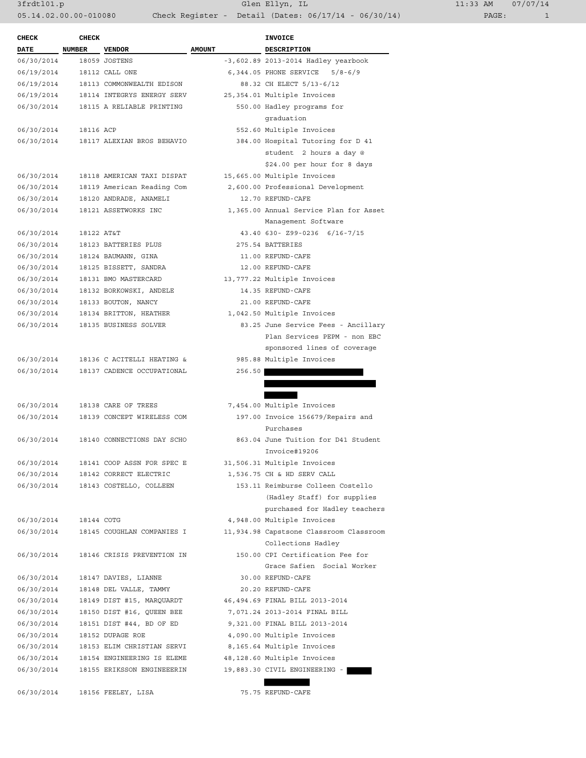| CHECK DATE | CHECK NUMBER | VENDOR | AMOUNT | INVOICE DESCRIPTION |
|---|---|---|---|---|
| 06/30/2014 | 18059 | JOSTENS | -3,602.89 | 2013-2014 Hadley yearbook |
| 06/19/2014 | 18112 | CALL ONE | 6,344.05 | PHONE SERVICE 5/8-6/9 |
| 06/19/2014 | 18113 | COMMONWEALTH EDISON | 88.32 | CH ELECT 5/13-6/12 |
| 06/19/2014 | 18114 | INTEGRYS ENERGY SERV | 25,354.01 | Multiple Invoices |
| 06/30/2014 | 18115 | A RELIABLE PRINTING | 550.00 | Hadley programs for graduation |
| 06/30/2014 | 18116 | ACP | 552.60 | Multiple Invoices |
| 06/30/2014 | 18117 | ALEXIAN BROS BEHAVIO | 384.00 | Hospital Tutoring for D 41 student 2 hours a day @ $24.00 per hour for 8 days |
| 06/30/2014 | 18118 | AMERICAN TAXI DISPAT | 15,665.00 | Multiple Invoices |
| 06/30/2014 | 18119 | American Reading Com | 2,600.00 | Professional Development |
| 06/30/2014 | 18120 | ANDRADE, ANAMELI | 12.70 | REFUND-CAFE |
| 06/30/2014 | 18121 | ASSETWORKS INC | 1,365.00 | Annual Service Plan for Asset Management Software |
| 06/30/2014 | 18122 | AT&T | 43.40 | 630- Z99-0236 6/16-7/15 |
| 06/30/2014 | 18123 | BATTERIES PLUS | 275.54 | BATTERIES |
| 06/30/2014 | 18124 | BAUMANN, GINA | 11.00 | REFUND-CAFE |
| 06/30/2014 | 18125 | BISSETT, SANDRA | 12.00 | REFUND-CAFE |
| 06/30/2014 | 18131 | BMO MASTERCARD | 13,777.22 | Multiple Invoices |
| 06/30/2014 | 18132 | BORKOWSKI, ANDELE | 14.35 | REFUND-CAFE |
| 06/30/2014 | 18133 | BOUTON, NANCY | 21.00 | REFUND-CAFE |
| 06/30/2014 | 18134 | BRITTON, HEATHER | 1,042.50 | Multiple Invoices |
| 06/30/2014 | 18135 | BUSINESS SOLVER | 83.25 | June Service Fees - Ancillary Plan Services PEPM - non EBC sponsored lines of coverage |
| 06/30/2014 | 18136 | C ACITELLI HEATING & | 985.88 | Multiple Invoices |
| 06/30/2014 | 18137 | CADENCE OCCUPATIONAL | 256.50 | [REDACTED] |
| 06/30/2014 | 18138 | CARE OF TREES | 7,454.00 | Multiple Invoices |
| 06/30/2014 | 18139 | CONCEPT WIRELESS COM | 197.00 | Invoice 156679/Repairs and Purchases |
| 06/30/2014 | 18140 | CONNECTIONS DAY SCHO | 863.04 | June Tuition for D41 Student Invoice#19206 |
| 06/30/2014 | 18141 | COOP ASSN FOR SPEC E | 31,506.31 | Multiple Invoices |
| 06/30/2014 | 18142 | CORRECT ELECTRIC | 1,536.75 | CH & HD SERV CALL |
| 06/30/2014 | 18143 | COSTELLO, COLLEEN | 153.11 | Reimburse Colleen Costello (Hadley Staff) for supplies purchased for Hadley teachers |
| 06/30/2014 | 18144 | COTG | 4,948.00 | Multiple Invoices |
| 06/30/2014 | 18145 | COUGHLAN COMPANIES I | 11,934.98 | Capstsone Classroom Classroom Collections Hadley |
| 06/30/2014 | 18146 | CRISIS PREVENTION IN | 150.00 | CPI Certification Fee for Grace Safien Social Worker |
| 06/30/2014 | 18147 | DAVIES, LIANNE | 30.00 | REFUND-CAFE |
| 06/30/2014 | 18148 | DEL VALLE, TAMMY | 20.20 | REFUND-CAFE |
| 06/30/2014 | 18149 | DIST #15, MARQUARDT | 46,494.69 | FINAL BILL 2013-2014 |
| 06/30/2014 | 18150 | DIST #16, QUEEN BEE | 7,071.24 | 2013-2014 FINAL BILL |
| 06/30/2014 | 18151 | DIST #44, BD OF ED | 9,321.00 | FINAL BILL 2013-2014 |
| 06/30/2014 | 18152 | DUPAGE ROE | 4,090.00 | Multiple Invoices |
| 06/30/2014 | 18153 | ELIM CHRISTIAN SERVI | 8,165.64 | Multiple Invoices |
| 06/30/2014 | 18154 | ENGINEERING IS ELEME | 48,128.60 | Multiple Invoices |
| 06/30/2014 | 18155 | ERIKSSON ENGINEEERIN | 19,883.30 | CIVIL ENGINEERING - [REDACTED] |
| 06/30/2014 | 18156 | FEELEY, LISA | 75.75 | REFUND-CAFE |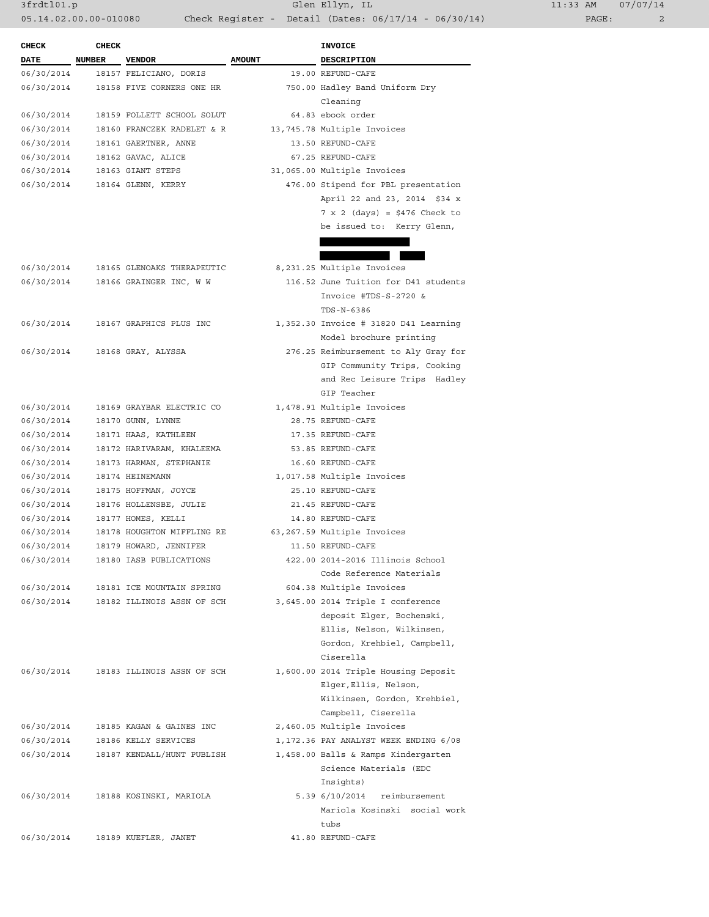| CHECK DATE | CHECK NUMBER | VENDOR | AMOUNT | INVOICE DESCRIPTION |
|---|---|---|---|---|
| 06/30/2014 | 18157 | FELICIANO, DORIS | 19.00 | REFUND-CAFE |
| 06/30/2014 | 18158 | FIVE CORNERS ONE HR | 750.00 | Hadley Band Uniform Dry Cleaning |
| 06/30/2014 | 18159 | FOLLETT SCHOOL SOLUT | 64.83 | ebook order |
| 06/30/2014 | 18160 | FRANCZEK RADELET & R | 13,745.78 | Multiple Invoices |
| 06/30/2014 | 18161 | GAERTNER, ANNE | 13.50 | REFUND-CAFE |
| 06/30/2014 | 18162 | GAVAC, ALICE | 67.25 | REFUND-CAFE |
| 06/30/2014 | 18163 | GIANT STEPS | 31,065.00 | Multiple Invoices |
| 06/30/2014 | 18164 | GLENN, KERRY | 476.00 | Stipend for PBL presentation April 22 and 23, 2014 $34 x 7 x 2 (days) = $476 Check to be issued to: Kerry Glenn, |
| 06/30/2014 | 18165 | GLENOAKS THERAPEUTIC | 8,231.25 | Multiple Invoices |
| 06/30/2014 | 18166 | GRAINGER INC, W W | 116.52 | June Tuition for D41 students Invoice #TDS-S-2720 & TDS-N-6386 |
| 06/30/2014 | 18167 | GRAPHICS PLUS INC | 1,352.30 | Invoice # 31820 D41 Learning Model brochure printing |
| 06/30/2014 | 18168 | GRAY, ALYSSA | 276.25 | Reimbursement to Aly Gray for GIP Community Trips, Cooking and Rec Leisure Trips Hadley GIP Teacher |
| 06/30/2014 | 18169 | GRAYBAR ELECTRIC CO | 1,478.91 | Multiple Invoices |
| 06/30/2014 | 18170 | GUNN, LYNNE | 28.75 | REFUND-CAFE |
| 06/30/2014 | 18171 | HAAS, KATHLEEN | 17.35 | REFUND-CAFE |
| 06/30/2014 | 18172 | HARIVARAM, KHALEEMA | 53.85 | REFUND-CAFE |
| 06/30/2014 | 18173 | HARMAN, STEPHANIE | 16.60 | REFUND-CAFE |
| 06/30/2014 | 18174 | HEINEMANN | 1,017.58 | Multiple Invoices |
| 06/30/2014 | 18175 | HOFFMAN, JOYCE | 25.10 | REFUND-CAFE |
| 06/30/2014 | 18176 | HOLLENSBE, JULIE | 21.45 | REFUND-CAFE |
| 06/30/2014 | 18177 | HOMES, KELLI | 14.80 | REFUND-CAFE |
| 06/30/2014 | 18178 | HOUGHTON MIFFLING RE | 63,267.59 | Multiple Invoices |
| 06/30/2014 | 18179 | HOWARD, JENNIFER | 11.50 | REFUND-CAFE |
| 06/30/2014 | 18180 | IASB PUBLICATIONS | 422.00 | 2014-2016 Illinois School Code Reference Materials |
| 06/30/2014 | 18181 | ICE MOUNTAIN SPRING | 604.38 | Multiple Invoices |
| 06/30/2014 | 18182 | ILLINOIS ASSN OF SCH | 3,645.00 | 2014 Triple I conference deposit Elger, Bochenski, Ellis, Nelson, Wilkinsen, Gordon, Krehbiel, Campbell, Ciserella |
| 06/30/2014 | 18183 | ILLINOIS ASSN OF SCH | 1,600.00 | 2014 Triple Housing Deposit Elger,Ellis, Nelson, Wilkinsen, Gordon, Krehbiel, Campbell, Ciserella |
| 06/30/2014 | 18185 | KAGAN & GAINES INC | 2,460.05 | Multiple Invoices |
| 06/30/2014 | 18186 | KELLY SERVICES | 1,172.36 | PAY ANALYST WEEK ENDING 6/08 |
| 06/30/2014 | 18187 | KENDALL/HUNT PUBLISH | 1,458.00 | Balls & Ramps Kindergarten Science Materials (EDC Insights) |
| 06/30/2014 | 18188 | KOSINSKI, MARIOLA | 5.39 | 6/10/2014 reimbursement Mariola Kosinski social work tubs |
| 06/30/2014 | 18189 | KUEFLER, JANET | 41.80 | REFUND-CAFE |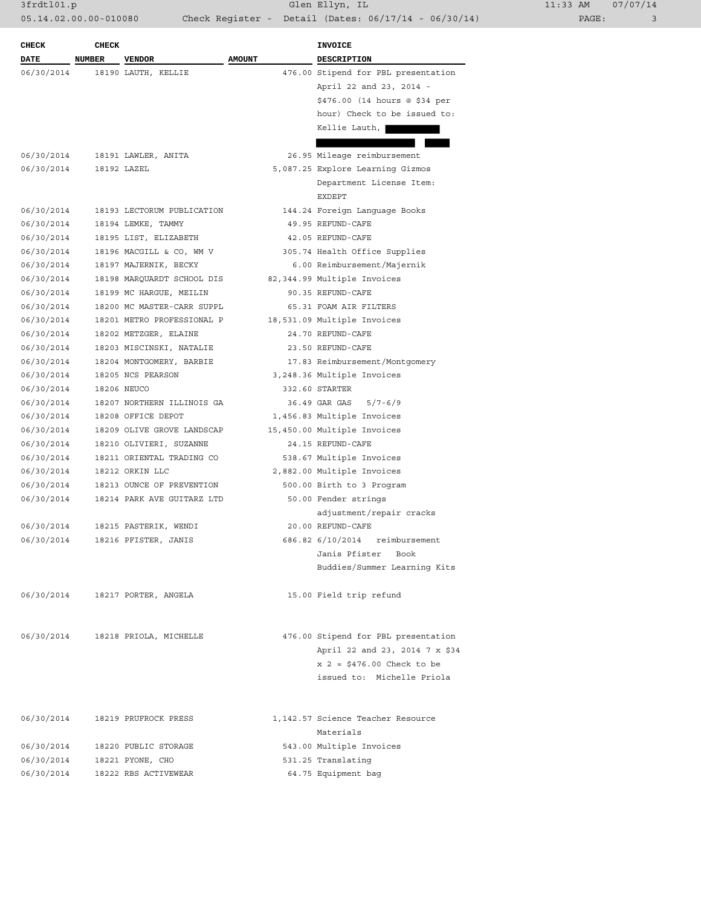| CHECK DATE | CHECK NUMBER | VENDOR | AMOUNT | INVOICE DESCRIPTION |
|---|---|---|---|---|
| 06/30/2014 | 18190 | LAUTH, KELLIE | 476.00 | Stipend for PBL presentation April 22 and 23, 2014 - $476.00 (14 hours @ $34 per hour) Check to be issued to: Kellie Lauth, |
| 06/30/2014 | 18191 | LAWLER, ANITA | 26.95 | Mileage reimbursement |
| 06/30/2014 | 18192 | LAZEL | 5,087.25 | Explore Learning Gizmos Department License Item: EXDEPT |
| 06/30/2014 | 18193 | LECTORUM PUBLICATION | 144.24 | Foreign Language Books |
| 06/30/2014 | 18194 | LEMKE, TAMMY | 49.95 | REFUND-CAFE |
| 06/30/2014 | 18195 | LIST, ELIZABETH | 42.05 | REFUND-CAFE |
| 06/30/2014 | 18196 | MACGILL & CO, WM V | 305.74 | Health Office Supplies |
| 06/30/2014 | 18197 | MAJERNIK, BECKY | 6.00 | Reimbursement/Majernik |
| 06/30/2014 | 18198 | MARQUARDT SCHOOL DIS | 82,344.99 | Multiple Invoices |
| 06/30/2014 | 18199 | MC HARGUE, MEILIN | 90.35 | REFUND-CAFE |
| 06/30/2014 | 18200 | MC MASTER-CARR SUPPL | 65.31 | FOAM AIR FILTERS |
| 06/30/2014 | 18201 | METRO PROFESSIONAL P | 18,531.09 | Multiple Invoices |
| 06/30/2014 | 18202 | METZGER, ELAINE | 24.70 | REFUND-CAFE |
| 06/30/2014 | 18203 | MISCINSKI, NATALIE | 23.50 | REFUND-CAFE |
| 06/30/2014 | 18204 | MONTGOMERY, BARBIE | 17.83 | Reimbursement/Montgomery |
| 06/30/2014 | 18205 | NCS PEARSON | 3,248.36 | Multiple Invoices |
| 06/30/2014 | 18206 | NEUCO | 332.60 | STARTER |
| 06/30/2014 | 18207 | NORTHERN ILLINOIS GA | 36.49 | GAR GAS 5/7-6/9 |
| 06/30/2014 | 18208 | OFFICE DEPOT | 1,456.83 | Multiple Invoices |
| 06/30/2014 | 18209 | OLIVE GROVE LANDSCAP | 15,450.00 | Multiple Invoices |
| 06/30/2014 | 18210 | OLIVIERI, SUZANNE | 24.15 | REFUND-CAFE |
| 06/30/2014 | 18211 | ORIENTAL TRADING CO | 538.67 | Multiple Invoices |
| 06/30/2014 | 18212 | ORKIN LLC | 2,882.00 | Multiple Invoices |
| 06/30/2014 | 18213 | OUNCE OF PREVENTION | 500.00 | Birth to 3 Program |
| 06/30/2014 | 18214 | PARK AVE GUITARZ LTD | 50.00 | Fender strings adjustment/repair cracks |
| 06/30/2014 | 18215 | PASTERIK, WENDI | 20.00 | REFUND-CAFE |
| 06/30/2014 | 18216 | PFISTER, JANIS | 686.82 | 6/10/2014 reimbursement Janis Pfister Book Buddies/Summer Learning Kits |
| 06/30/2014 | 18217 | PORTER, ANGELA | 15.00 | Field trip refund |
| 06/30/2014 | 18218 | PRIOLA, MICHELLE | 476.00 | Stipend for PBL presentation April 22 and 23, 2014 7 x $34 x 2 = $476.00 Check to be issued to: Michelle Priola |
| 06/30/2014 | 18219 | PRUFROCK PRESS | 1,142.57 | Science Teacher Resource Materials |
| 06/30/2014 | 18220 | PUBLIC STORAGE | 543.00 | Multiple Invoices |
| 06/30/2014 | 18221 | PYONE, CHO | 531.25 | Translating |
| 06/30/2014 | 18222 | RBS ACTIVEWEAR | 64.75 | Equipment bag |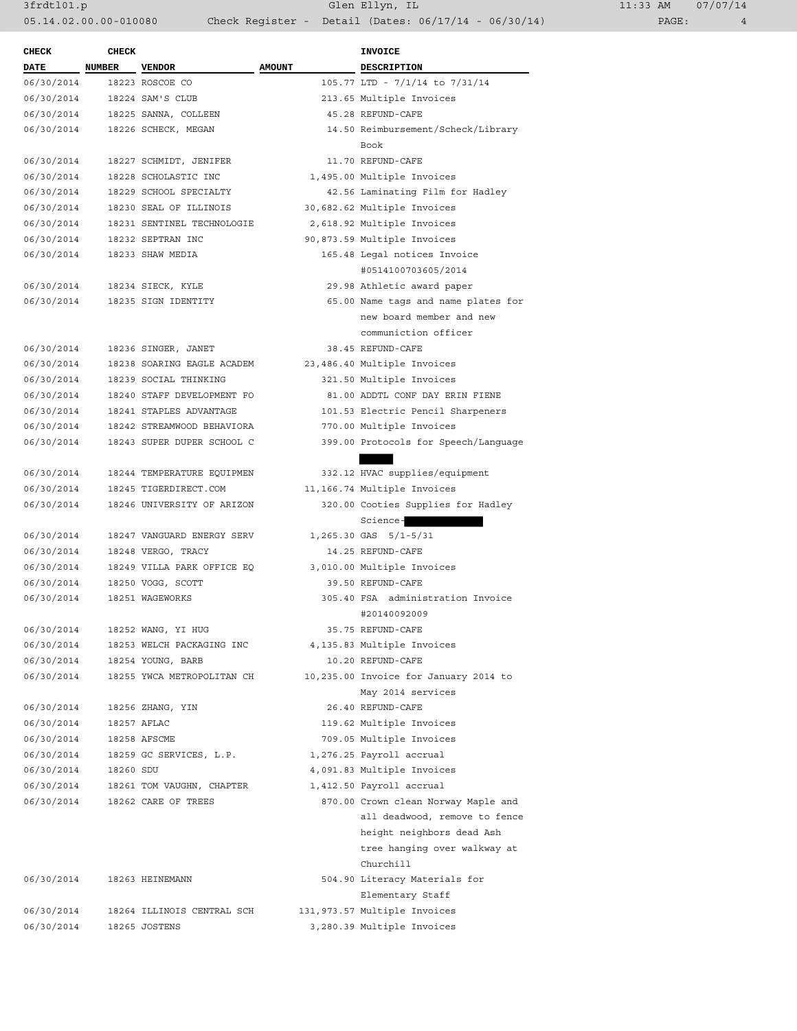| CHECK DATE | CHECK NUMBER | VENDOR | AMOUNT | INVOICE DESCRIPTION |
|---|---|---|---|---|
| 06/30/2014 | 18223 | ROSCOE CO | 105.77 | LTD - 7/1/14 to 7/31/14 |
| 06/30/2014 | 18224 | SAM'S CLUB | 213.65 | Multiple Invoices |
| 06/30/2014 | 18225 | SANNA, COLLEEN | 45.28 | REFUND-CAFE |
| 06/30/2014 | 18226 | SCHECK, MEGAN | 14.50 | Reimbursement/Scheck/Library Book |
| 06/30/2014 | 18227 | SCHMIDT, JENIFER | 11.70 | REFUND-CAFE |
| 06/30/2014 | 18228 | SCHOLASTIC INC | 1,495.00 | Multiple Invoices |
| 06/30/2014 | 18229 | SCHOOL SPECIALTY | 42.56 | Laminating Film for Hadley |
| 06/30/2014 | 18230 | SEAL OF ILLINOIS | 30,682.62 | Multiple Invoices |
| 06/30/2014 | 18231 | SENTINEL TECHNOLOGIE | 2,618.92 | Multiple Invoices |
| 06/30/2014 | 18232 | SEPTRAN INC | 90,873.59 | Multiple Invoices |
| 06/30/2014 | 18233 | SHAW MEDIA | 165.48 | Legal notices Invoice #0514100703605/2014 |
| 06/30/2014 | 18234 | SIECK, KYLE | 29.98 | Athletic award paper |
| 06/30/2014 | 18235 | SIGN IDENTITY | 65.00 | Name tags and name plates for new board member and new communiction officer |
| 06/30/2014 | 18236 | SINGER, JANET | 38.45 | REFUND-CAFE |
| 06/30/2014 | 18238 | SOARING EAGLE ACADEM | 23,486.40 | Multiple Invoices |
| 06/30/2014 | 18239 | SOCIAL THINKING | 321.50 | Multiple Invoices |
| 06/30/2014 | 18240 | STAFF DEVELOPMENT FO | 81.00 | ADDTL CONF DAY ERIN FIENE |
| 06/30/2014 | 18241 | STAPLES ADVANTAGE | 101.53 | Electric Pencil Sharpeners |
| 06/30/2014 | 18242 | STREAMWOOD BEHAVIORA | 770.00 | Multiple Invoices |
| 06/30/2014 | 18243 | SUPER DUPER SCHOOL C | 399.00 | Protocols for Speech/Language |
| 06/30/2014 | 18244 | TEMPERATURE EQUIPMEN | 332.12 | HVAC supplies/equipment |
| 06/30/2014 | 18245 | TIGERDIRECT.COM | 11,166.74 | Multiple Invoices |
| 06/30/2014 | 18246 | UNIVERSITY OF ARIZON | 320.00 | Cooties Supplies for Hadley Science- |
| 06/30/2014 | 18247 | VANGUARD ENERGY SERV | 1,265.30 | GAS 5/1-5/31 |
| 06/30/2014 | 18248 | VERGO, TRACY | 14.25 | REFUND-CAFE |
| 06/30/2014 | 18249 | VILLA PARK OFFICE EQ | 3,010.00 | Multiple Invoices |
| 06/30/2014 | 18250 | VOGG, SCOTT | 39.50 | REFUND-CAFE |
| 06/30/2014 | 18251 | WAGEWORKS | 305.40 | FSA administration Invoice #20140092009 |
| 06/30/2014 | 18252 | WANG, YI HUG | 35.75 | REFUND-CAFE |
| 06/30/2014 | 18253 | WELCH PACKAGING INC | 4,135.83 | Multiple Invoices |
| 06/30/2014 | 18254 | YOUNG, BARB | 10.20 | REFUND-CAFE |
| 06/30/2014 | 18255 | YWCA METROPOLITAN CH | 10,235.00 | Invoice for January 2014 to May 2014 services |
| 06/30/2014 | 18256 | ZHANG, YIN | 26.40 | REFUND-CAFE |
| 06/30/2014 | 18257 | AFLAC | 119.62 | Multiple Invoices |
| 06/30/2014 | 18258 | AFSCME | 709.05 | Multiple Invoices |
| 06/30/2014 | 18259 | GC SERVICES, L.P. | 1,276.25 | Payroll accrual |
| 06/30/2014 | 18260 | SDU | 4,091.83 | Multiple Invoices |
| 06/30/2014 | 18261 | TOM VAUGHN, CHAPTER | 1,412.50 | Payroll accrual |
| 06/30/2014 | 18262 | CARE OF TREES | 870.00 | Crown clean Norway Maple and all deadwood, remove to fence height neighbors dead Ash tree hanging over walkway at Churchill |
| 06/30/2014 | 18263 | HEINEMANN | 504.90 | Literacy Materials for Elementary Staff |
| 06/30/2014 | 18264 | ILLINOIS CENTRAL SCH | 131,973.57 | Multiple Invoices |
| 06/30/2014 | 18265 | JOSTENS | 3,280.39 | Multiple Invoices |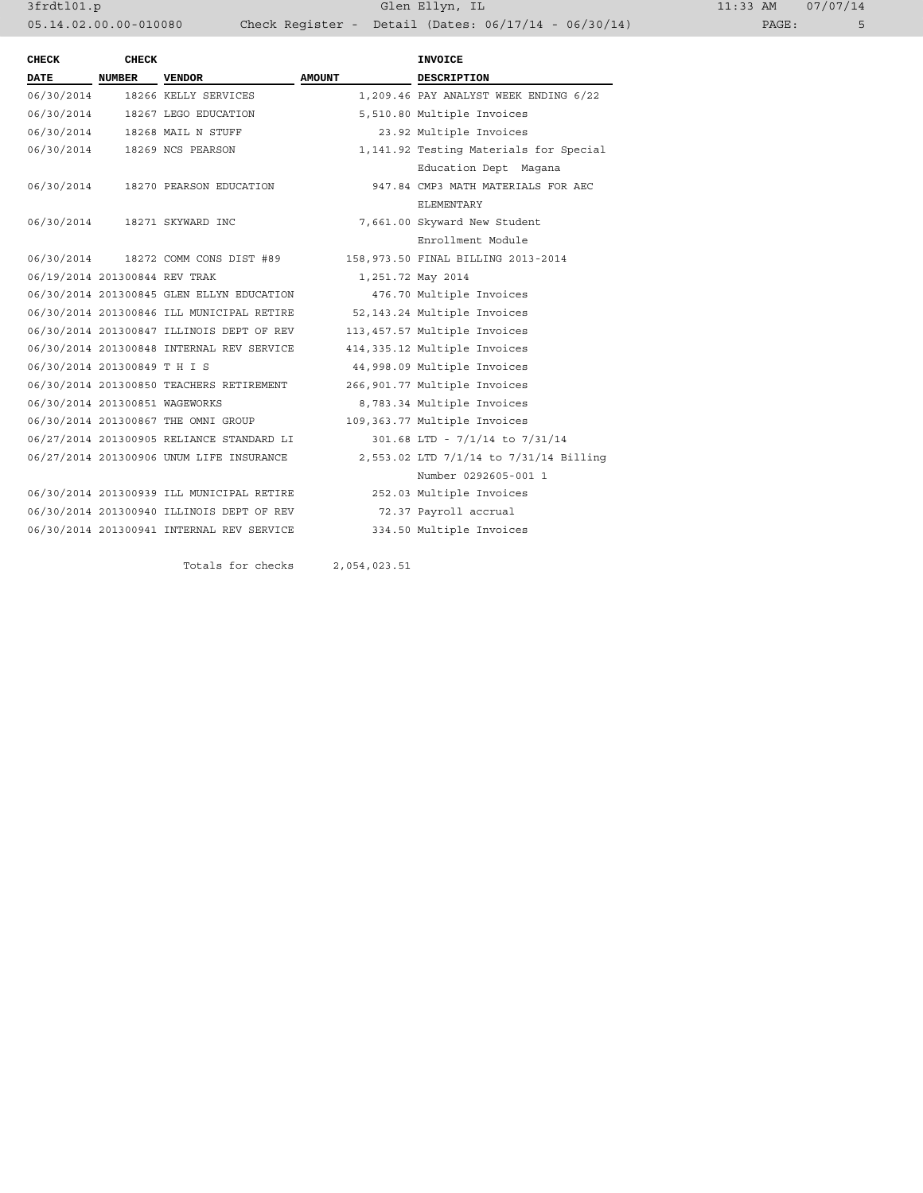| CHECK DATE | CHECK NUMBER | VENDOR | AMOUNT | INVOICE DESCRIPTION |
|---|---|---|---|---|
| 06/30/2014 | 18266 | KELLY SERVICES | 1,209.46 | PAY ANALYST WEEK ENDING 6/22 |
| 06/30/2014 | 18267 | LEGO EDUCATION | 5,510.80 | Multiple Invoices |
| 06/30/2014 | 18268 | MAIL N STUFF | 23.92 | Multiple Invoices |
| 06/30/2014 | 18269 | NCS PEARSON | 1,141.92 | Testing Materials for Special Education Dept Magana |
| 06/30/2014 | 18270 | PEARSON EDUCATION | 947.84 | CMP3 MATH MATERIALS FOR AEC ELEMENTARY |
| 06/30/2014 | 18271 | SKYWARD INC | 7,661.00 | Skyward New Student Enrollment Module |
| 06/30/2014 | 18272 | COMM CONS DIST #89 | 158,973.50 | FINAL BILLING 2013-2014 |
| 06/19/2014 | 201300844 | REV TRAK | 1,251.72 | May 2014 |
| 06/30/2014 | 201300845 | GLEN ELLYN EDUCATION | 476.70 | Multiple Invoices |
| 06/30/2014 | 201300846 | ILL MUNICIPAL RETIRE | 52,143.24 | Multiple Invoices |
| 06/30/2014 | 201300847 | ILLINOIS DEPT OF REV | 113,457.57 | Multiple Invoices |
| 06/30/2014 | 201300848 | INTERNAL REV SERVICE | 414,335.12 | Multiple Invoices |
| 06/30/2014 | 201300849 | T H I S | 44,998.09 | Multiple Invoices |
| 06/30/2014 | 201300850 | TEACHERS RETIREMENT | 266,901.77 | Multiple Invoices |
| 06/30/2014 | 201300851 | WAGEWORKS | 8,783.34 | Multiple Invoices |
| 06/30/2014 | 201300867 | THE OMNI GROUP | 109,363.77 | Multiple Invoices |
| 06/27/2014 | 201300905 | RELIANCE STANDARD LI | 301.68 | LTD - 7/1/14 to 7/31/14 |
| 06/27/2014 | 201300906 | UNUM LIFE INSURANCE | 2,553.02 | LTD 7/1/14 to 7/31/14 Billing Number 0292605-001 1 |
| 06/30/2014 | 201300939 | ILL MUNICIPAL RETIRE | 252.03 | Multiple Invoices |
| 06/30/2014 | 201300940 | ILLINOIS DEPT OF REV | 72.37 | Payroll accrual |
| 06/30/2014 | 201300941 | INTERNAL REV SERVICE | 334.50 | Multiple Invoices |
| | | Totals for checks | 2,054,023.51 | |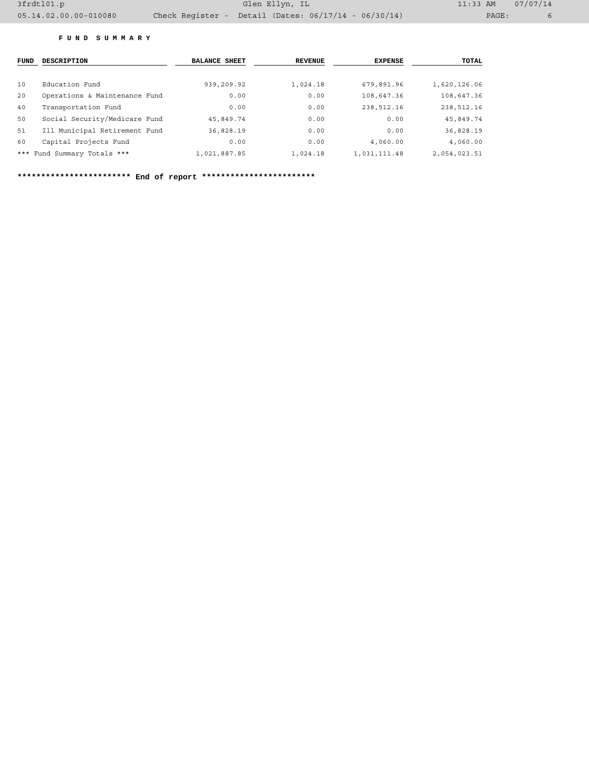**F U N D   S U M M A R Y**

| FUND | DESCRIPTION | BALANCE SHEET | REVENUE | EXPENSE | TOTAL |
|---|---|---|---|---|---|
| 10 | Education Fund | 939,209.92 | 1,024.18 | 679,891.96 | 1,620,126.06 |
| 20 | Operations & Maintenance Fund | 0.00 | 0.00 | 108,647.36 | 108,647.36 |
| 40 | Transportation Fund | 0.00 | 0.00 | 238,512.16 | 238,512.16 |
| 50 | Social Security/Medicare Fund | 45,849.74 | 0.00 | 0.00 | 45,849.74 |
| 51 | Ill Municipal Retirement Fund | 36,828.19 | 0.00 | 0.00 | 36,828.19 |
| 60 | Capital Projects Fund | 0.00 | 0.00 | 4,060.00 | 4,060.00 |
| *** Fund Summary Totals *** | | 1,021,887.85 | 1,024.18 | 1,031,111.48 | 2,054,023.51 |

************************ **End of report** ************************